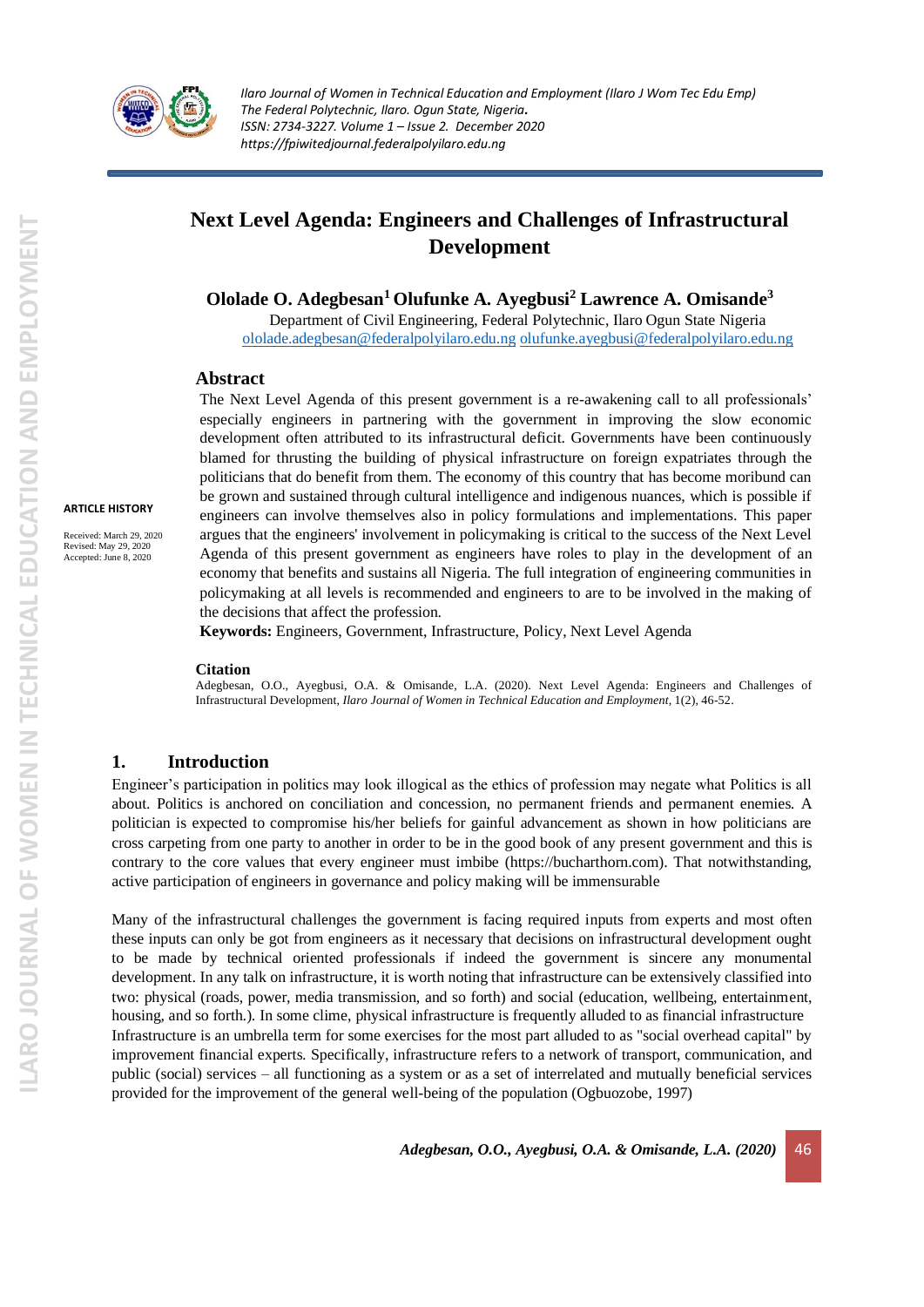# Next Level Agenda: Engineers and Challenges of Infrastructural Development

**Ololade O. Adegbesan[1] Olufunke A. Ayegbusi[2] Lawrence A. Omisande[3]**

Department of Civil Engineering, Federal Polytechnic, Ilaro Ogun State Nigeria
ololade.adegbesan@federalpolyilaro.edu.ng olufunke.ayegbusi@federalpolyilaro.edu.ng

**ARTICLE HISTORY**

Received: March 29, 2020
Revised: May 29, 2020
Accepted: June 8, 2020

## Abstract

The Next Level Agenda of this present government is a re-awakening call to all professionals' especially engineers in partnering with the government in improving the slow economic development often attributed to its infrastructural deficit. Governments have been continuously blamed for thrusting the building of physical infrastructure on foreign expatriates through the politicians that do benefit from them. The economy of this country that has become moribund can be grown and sustained through cultural intelligence and indigenous nuances, which is possible if engineers can involve themselves also in policy formulations and implementations. This paper argues that the engineers' involvement in policymaking is critical to the success of the Next Level Agenda of this present government as engineers have roles to play in the development of an economy that benefits and sustains all Nigeria. The full integration of engineering communities in policymaking at all levels is recommended and engineers to are to be involved in the making of the decisions that affect the profession.

**Keywords:** Engineers, Government, Infrastructure, Policy, Next Level Agenda

**Citation**

Adegbesan, O.O., Ayegbusi, O.A. & Omisande, L.A. (2020). Next Level Agenda: Engineers and Challenges of Infrastructural Development, *Ilaro Journal of Women in Technical Education and Employment*, 1(2), 46-52.

## 1. Introduction

Engineer's participation in politics may look illogical as the ethics of profession may negate what Politics is all about. Politics is anchored on conciliation and concession, no permanent friends and permanent enemies. A politician is expected to compromise his/her beliefs for gainful advancement as shown in how politicians are cross carpeting from one party to another in order to be in the good book of any present government and this is contrary to the core values that every engineer must imbibe (https://bucharthorn.com). That notwithstanding, active participation of engineers in governance and policy making will be immensurable

Many of the infrastructural challenges the government is facing required inputs from experts and most often these inputs can only be got from engineers as it necessary that decisions on infrastructural development ought to be made by technical oriented professionals if indeed the government is sincere any monumental development. In any talk on infrastructure, it is worth noting that infrastructure can be extensively classified into two: physical (roads, power, media transmission, and so forth) and social (education, wellbeing, entertainment, housing, and so forth.). In some clime, physical infrastructure is frequently alluded to as financial infrastructure Infrastructure is an umbrella term for some exercises for the most part alluded to as "social overhead capital" by improvement financial experts. Specifically, infrastructure refers to a network of transport, communication, and public (social) services – all functioning as a system or as a set of interrelated and mutually beneficial services provided for the improvement of the general well-being of the population (Ogbuozobe, 1997)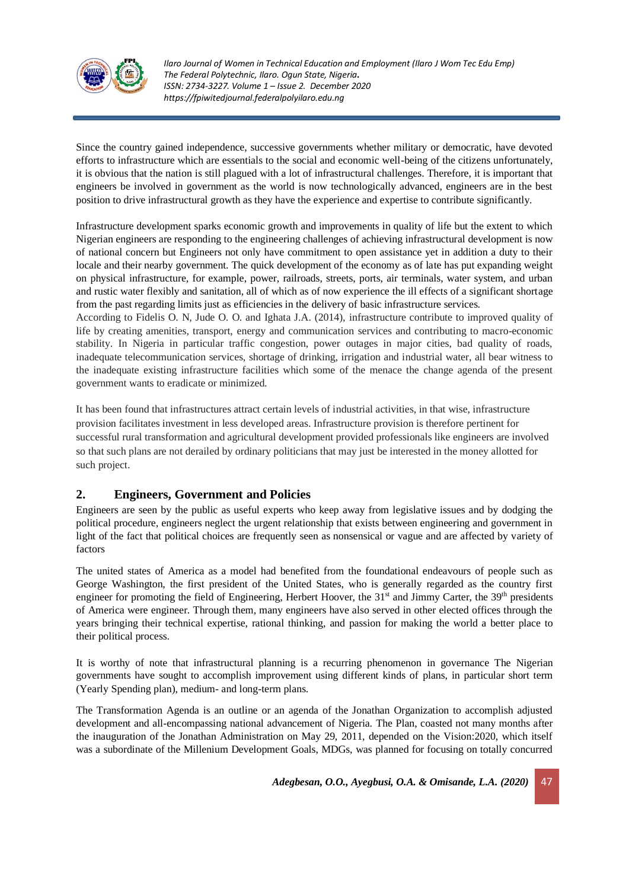Since the country gained independence, successive governments whether military or democratic, have devoted efforts to infrastructure which are essentials to the social and economic well-being of the citizens unfortunately, it is obvious that the nation is still plagued with a lot of infrastructural challenges. Therefore, it is important that engineers be involved in government as the world is now technologically advanced, engineers are in the best position to drive infrastructural growth as they have the experience and expertise to contribute significantly.

Infrastructure development sparks economic growth and improvements in quality of life but the extent to which Nigerian engineers are responding to the engineering challenges of achieving infrastructural development is now of national concern but Engineers not only have commitment to open assistance yet in addition a duty to their locale and their nearby government. The quick development of the economy as of late has put expanding weight on physical infrastructure, for example, power, railroads, streets, ports, air terminals, water system, and urban and rustic water flexibly and sanitation, all of which as of now experience the ill effects of a significant shortage from the past regarding limits just as efficiencies in the delivery of basic infrastructure services.

According to Fidelis O. N, Jude O. O. and Ighata J.A. (2014), infrastructure contribute to improved quality of life by creating amenities, transport, energy and communication services and contributing to macro-economic stability. In Nigeria in particular traffic congestion, power outages in major cities, bad quality of roads, inadequate telecommunication services, shortage of drinking, irrigation and industrial water, all bear witness to the inadequate existing infrastructure facilities which some of the menace the change agenda of the present government wants to eradicate or minimized.

It has been found that infrastructures attract certain levels of industrial activities, in that wise, infrastructure provision facilitates investment in less developed areas. Infrastructure provision is therefore pertinent for successful rural transformation and agricultural development provided professionals like engineers are involved so that such plans are not derailed by ordinary politicians that may just be interested in the money allotted for such project.

## 2. Engineers, Government and Policies

Engineers are seen by the public as useful experts who keep away from legislative issues and by dodging the political procedure, engineers neglect the urgent relationship that exists between engineering and government in light of the fact that political choices are frequently seen as nonsensical or vague and are affected by variety of factors

The united states of America as a model had benefited from the foundational endeavours of people such as George Washington, the first president of the United States, who is generally regarded as the country first engineer for promoting the field of Engineering, Herbert Hoover, the 31st and Jimmy Carter, the 39th presidents of America were engineer. Through them, many engineers have also served in other elected offices through the years bringing their technical expertise, rational thinking, and passion for making the world a better place to their political process.

It is worthy of note that infrastructural planning is a recurring phenomenon in governance The Nigerian governments have sought to accomplish improvement using different kinds of plans, in particular short term (Yearly Spending plan), medium- and long-term plans.

The Transformation Agenda is an outline or an agenda of the Jonathan Organization to accomplish adjusted development and all-encompassing national advancement of Nigeria. The Plan, coasted not many months after the inauguration of the Jonathan Administration on May 29, 2011, depended on the Vision:2020, which itself was a subordinate of the Millenium Development Goals, MDGs, was planned for focusing on totally concurred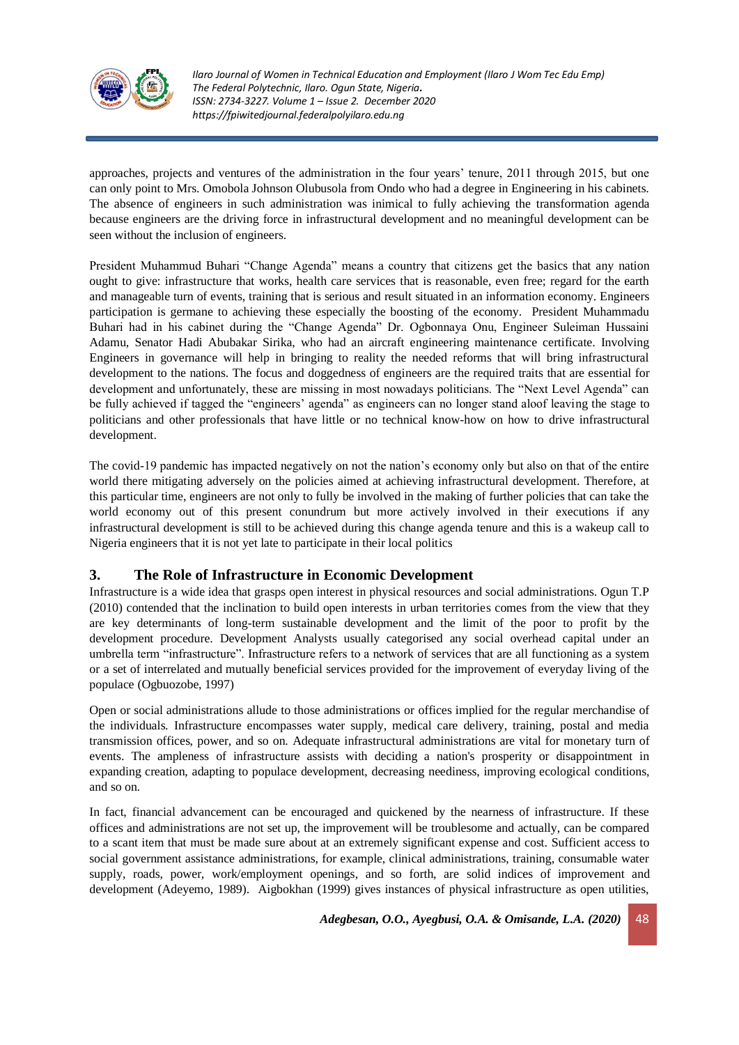approaches, projects and ventures of the administration in the four years' tenure, 2011 through 2015, but one can only point to Mrs. Omobola Johnson Olubusola from Ondo who had a degree in Engineering in his cabinets. The absence of engineers in such administration was inimical to fully achieving the transformation agenda because engineers are the driving force in infrastructural development and no meaningful development can be seen without the inclusion of engineers.

President Muhammud Buhari "Change Agenda" means a country that citizens get the basics that any nation ought to give: infrastructure that works, health care services that is reasonable, even free; regard for the earth and manageable turn of events, training that is serious and result situated in an information economy. Engineers participation is germane to achieving these especially the boosting of the economy. President Muhammadu Buhari had in his cabinet during the "Change Agenda" Dr. Ogbonnaya Onu, Engineer Suleiman Hussaini Adamu, Senator Hadi Abubakar Sirika, who had an aircraft engineering maintenance certificate. Involving Engineers in governance will help in bringing to reality the needed reforms that will bring infrastructural development to the nations. The focus and doggedness of engineers are the required traits that are essential for development and unfortunately, these are missing in most nowadays politicians. The "Next Level Agenda" can be fully achieved if tagged the "engineers' agenda" as engineers can no longer stand aloof leaving the stage to politicians and other professionals that have little or no technical know-how on how to drive infrastructural development.

The covid-19 pandemic has impacted negatively on not the nation's economy only but also on that of the entire world there mitigating adversely on the policies aimed at achieving infrastructural development. Therefore, at this particular time, engineers are not only to fully be involved in the making of further policies that can take the world economy out of this present conundrum but more actively involved in their executions if any infrastructural development is still to be achieved during this change agenda tenure and this is a wakeup call to Nigeria engineers that it is not yet late to participate in their local politics

## 3. The Role of Infrastructure in Economic Development

Infrastructure is a wide idea that grasps open interest in physical resources and social administrations. Ogun T.P (2010) contended that the inclination to build open interests in urban territories comes from the view that they are key determinants of long-term sustainable development and the limit of the poor to profit by the development procedure. Development Analysts usually categorised any social overhead capital under an umbrella term "infrastructure". Infrastructure refers to a network of services that are all functioning as a system or a set of interrelated and mutually beneficial services provided for the improvement of everyday living of the populace (Ogbuozobe, 1997)

Open or social administrations allude to those administrations or offices implied for the regular merchandise of the individuals. Infrastructure encompasses water supply, medical care delivery, training, postal and media transmission offices, power, and so on. Adequate infrastructural administrations are vital for monetary turn of events. The ampleness of infrastructure assists with deciding a nation's prosperity or disappointment in expanding creation, adapting to populace development, decreasing neediness, improving ecological conditions, and so on.

In fact, financial advancement can be encouraged and quickened by the nearness of infrastructure. If these offices and administrations are not set up, the improvement will be troublesome and actually, can be compared to a scant item that must be made sure about at an extremely significant expense and cost. Sufficient access to social government assistance administrations, for example, clinical administrations, training, consumable water supply, roads, power, work/employment openings, and so forth, are solid indices of improvement and development (Adeyemo, 1989). Aigbokhan (1999) gives instances of physical infrastructure as open utilities,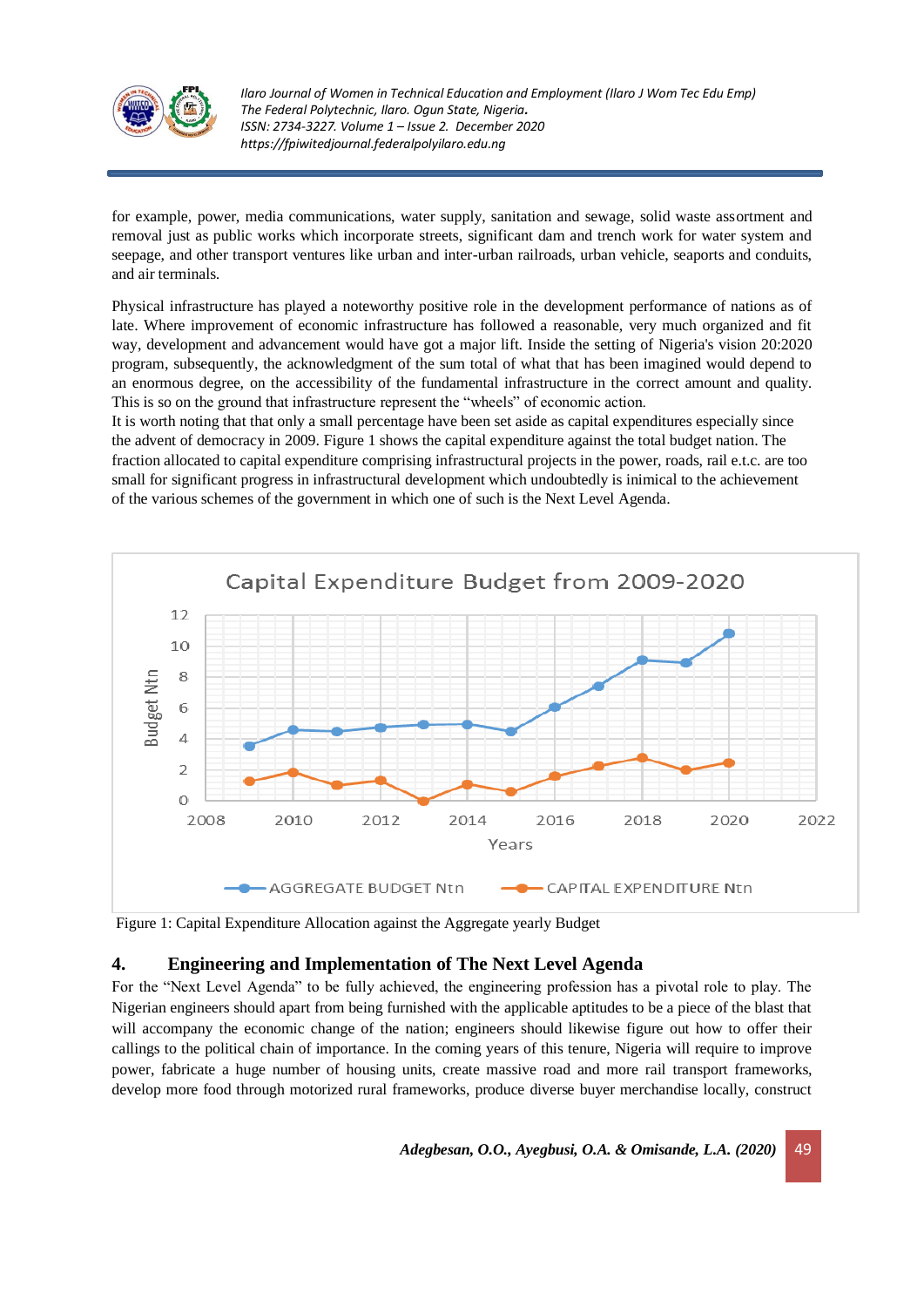for example, power, media communications, water supply, sanitation and sewage, solid waste assortment and removal just as public works which incorporate streets, significant dam and trench work for water system and seepage, and other transport ventures like urban and inter-urban railroads, urban vehicle, seaports and conduits, and air terminals.

Physical infrastructure has played a noteworthy positive role in the development performance of nations as of late. Where improvement of economic infrastructure has followed a reasonable, very much organized and fit way, development and advancement would have got a major lift. Inside the setting of Nigeria's vision 20:2020 program, subsequently, the acknowledgment of the sum total of what that has been imagined would depend to an enormous degree, on the accessibility of the fundamental infrastructure in the correct amount and quality. This is so on the ground that infrastructure represent the "wheels" of economic action.
It is worth noting that that only a small percentage have been set aside as capital expenditures especially since the advent of democracy in 2009. Figure 1 shows the capital expenditure against the total budget nation. The fraction allocated to capital expenditure comprising infrastructural projects in the power, roads, rail e.t.c. are too small for significant progress in infrastructural development which undoubtedly is inimical to the achievement of the various schemes of the government in which one of such is the Next Level Agenda.

Figure 1: Capital Expenditure Allocation against the Aggregate yearly Budget

## 4. Engineering and Implementation of The Next Level Agenda

For the "Next Level Agenda" to be fully achieved, the engineering profession has a pivotal role to play. The Nigerian engineers should apart from being furnished with the applicable aptitudes to be a piece of the blast that will accompany the economic change of the nation; engineers should likewise figure out how to offer their callings to the political chain of importance. In the coming years of this tenure, Nigeria will require to improve power, fabricate a huge number of housing units, create massive road and more rail transport frameworks, develop more food through motorized rural frameworks, produce diverse buyer merchandise locally, construct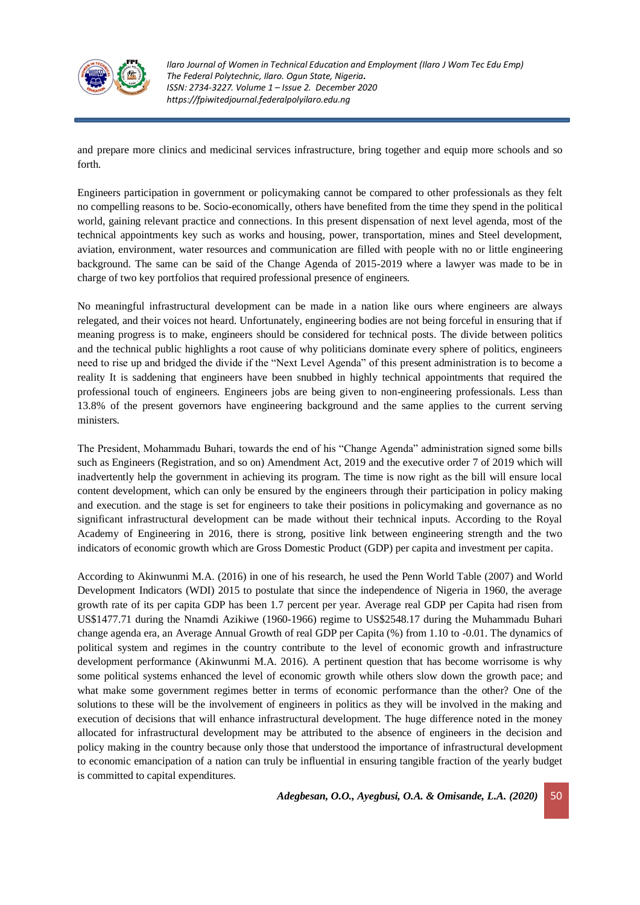and prepare more clinics and medicinal services infrastructure, bring together and equip more schools and so forth.

Engineers participation in government or policymaking cannot be compared to other professionals as they felt no compelling reasons to be. Socio-economically, others have benefited from the time they spend in the political world, gaining relevant practice and connections. In this present dispensation of next level agenda, most of the technical appointments key such as works and housing, power, transportation, mines and Steel development, aviation, environment, water resources and communication are filled with people with no or little engineering background. The same can be said of the Change Agenda of 2015-2019 where a lawyer was made to be in charge of two key portfolios that required professional presence of engineers.

No meaningful infrastructural development can be made in a nation like ours where engineers are always relegated, and their voices not heard. Unfortunately, engineering bodies are not being forceful in ensuring that if meaning progress is to make, engineers should be considered for technical posts. The divide between politics and the technical public highlights a root cause of why politicians dominate every sphere of politics, engineers need to rise up and bridged the divide if the "Next Level Agenda" of this present administration is to become a reality It is saddening that engineers have been snubbed in highly technical appointments that required the professional touch of engineers. Engineers jobs are being given to non-engineering professionals. Less than 13.8% of the present governors have engineering background and the same applies to the current serving ministers.

The President, Mohammadu Buhari, towards the end of his "Change Agenda" administration signed some bills such as Engineers (Registration, and so on) Amendment Act, 2019 and the executive order 7 of 2019 which will inadvertently help the government in achieving its program. The time is now right as the bill will ensure local content development, which can only be ensured by the engineers through their participation in policy making and execution. and the stage is set for engineers to take their positions in policymaking and governance as no significant infrastructural development can be made without their technical inputs. According to the Royal Academy of Engineering in 2016, there is strong, positive link between engineering strength and the two indicators of economic growth which are Gross Domestic Product (GDP) per capita and investment per capita.

According to Akinwunmi M.A. (2016) in one of his research, he used the Penn World Table (2007) and World Development Indicators (WDI) 2015 to postulate that since the independence of Nigeria in 1960, the average growth rate of its per capita GDP has been 1.7 percent per year. Average real GDP per Capita had risen from US$1477.71 during the Nnamdi Azikiwe (1960-1966) regime to US$2548.17 during the Muhammadu Buhari change agenda era, an Average Annual Growth of real GDP per Capita (%) from 1.10 to -0.01. The dynamics of political system and regimes in the country contribute to the level of economic growth and infrastructure development performance (Akinwunmi M.A. 2016). A pertinent question that has become worrisome is why some political systems enhanced the level of economic growth while others slow down the growth pace; and what make some government regimes better in terms of economic performance than the other? One of the solutions to these will be the involvement of engineers in politics as they will be involved in the making and execution of decisions that will enhance infrastructural development. The huge difference noted in the money allocated for infrastructural development may be attributed to the absence of engineers in the decision and policy making in the country because only those that understood the importance of infrastructural development to economic emancipation of a nation can truly be influential in ensuring tangible fraction of the yearly budget is committed to capital expenditures.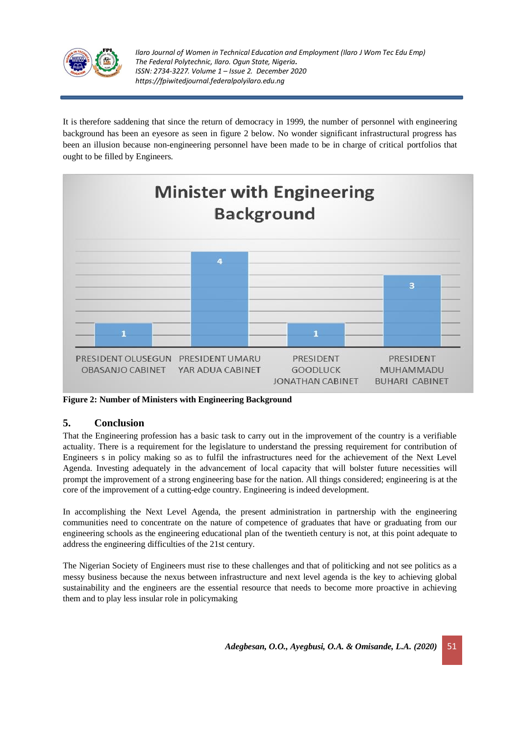It is therefore saddening that since the return of democracy in 1999, the number of personnel with engineering background has been an eyesore as seen in figure 2 below. No wonder significant infrastructural progress has been an illusion because non-engineering personnel have been made to be in charge of critical portfolios that ought to be filled by Engineers.

**Figure 2: Number of Ministers with Engineering Background**

## 5. Conclusion

That the Engineering profession has a basic task to carry out in the improvement of the country is a verifiable actuality. There is a requirement for the legislature to understand the pressing requirement for contribution of Engineers s in policy making so as to fulfil the infrastructures need for the achievement of the Next Level Agenda. Investing adequately in the advancement of local capacity that will bolster future necessities will prompt the improvement of a strong engineering base for the nation. All things considered; engineering is at the core of the improvement of a cutting-edge country. Engineering is indeed development.

In accomplishing the Next Level Agenda, the present administration in partnership with the engineering communities need to concentrate on the nature of competence of graduates that have or graduating from our engineering schools as the engineering educational plan of the twentieth century is not, at this point adequate to address the engineering difficulties of the 21st century.

The Nigerian Society of Engineers must rise to these challenges and that of politicking and not see politics as a messy business because the nexus between infrastructure and next level agenda is the key to achieving global sustainability and the engineers are the essential resource that needs to become more proactive in achieving them and to play less insular role in policymaking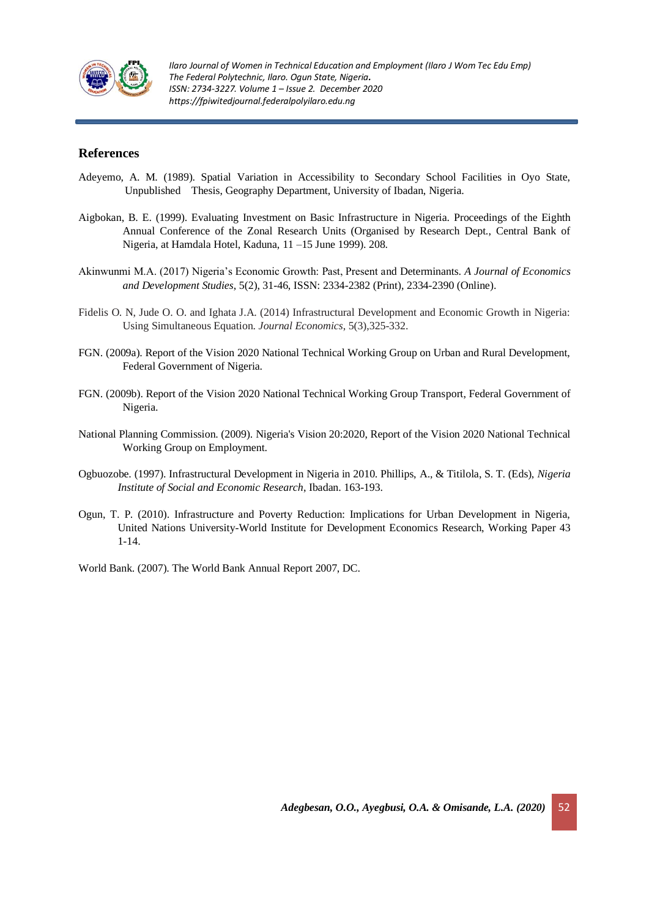## References

Adeyemo, A. M. (1989). Spatial Variation in Accessibility to Secondary School Facilities in Oyo State, Unpublished Thesis, Geography Department, University of Ibadan, Nigeria.

Aigbokan, B. E. (1999). Evaluating Investment on Basic Infrastructure in Nigeria. Proceedings of the Eighth Annual Conference of the Zonal Research Units (Organised by Research Dept., Central Bank of Nigeria, at Hamdala Hotel, Kaduna, 11 –15 June 1999). 208.

Akinwunmi M.A. (2017) Nigeria's Economic Growth: Past, Present and Determinants. *A Journal of Economics and Development Studies*, 5(2), 31-46, ISSN: 2334-2382 (Print), 2334-2390 (Online).

Fidelis O. N, Jude O. O. and Ighata J.A. (2014) Infrastructural Development and Economic Growth in Nigeria: Using Simultaneous Equation. *Journal Economics*, 5(3),325-332.

FGN. (2009a). Report of the Vision 2020 National Technical Working Group on Urban and Rural Development, Federal Government of Nigeria.

FGN. (2009b). Report of the Vision 2020 National Technical Working Group Transport, Federal Government of Nigeria.

National Planning Commission. (2009). Nigeria's Vision 20:2020, Report of the Vision 2020 National Technical Working Group on Employment.

Ogbuozobe. (1997). Infrastructural Development in Nigeria in 2010. Phillips, A., & Titilola, S. T. (Eds), *Nigeria Institute of Social and Economic Research*, Ibadan. 163-193.

Ogun, T. P. (2010). Infrastructure and Poverty Reduction: Implications for Urban Development in Nigeria, United Nations University-World Institute for Development Economics Research, Working Paper 43 1-14.

World Bank. (2007). The World Bank Annual Report 2007, DC.